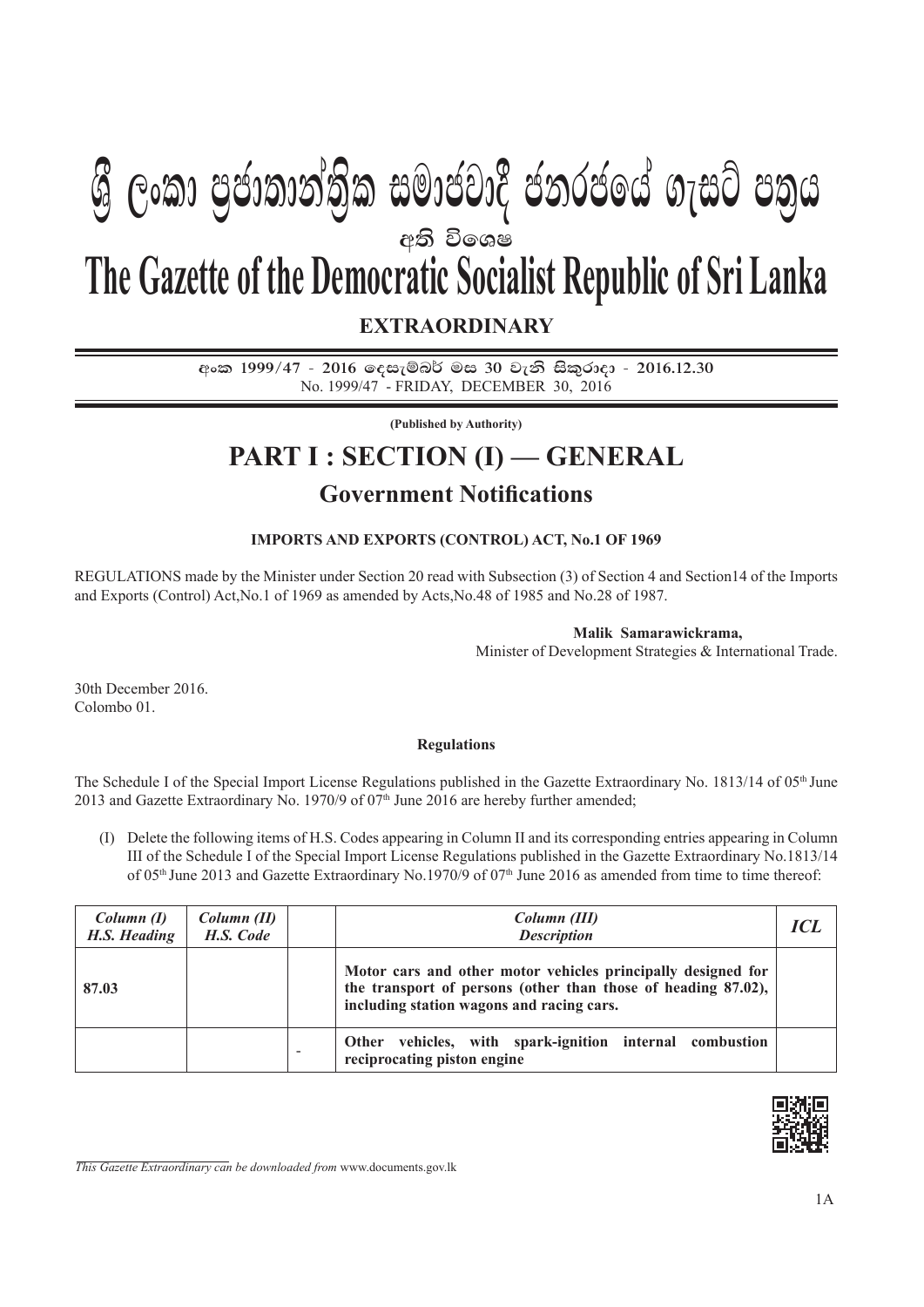# ශ්‍රී ලංකා ප්‍රජාතාන්ත්‍රික සමාජවාදී ජනරජයේ ගැසට් පත්‍රය

අති විශෙෂ

# The Gazette of the Democratic Socialist Republic of Sri Lanka

## EXTRAORDINARY

අංක 1999/47 - 2016 දෙසැම්බර් මස 30 වැනි සිකුරාදා - 2016.12.30
No. 1999/47 - FRIDAY, DECEMBER 30, 2016

**(Published by Authority)**

# PART I : SECTION (I) — GENERAL

## Government Notifications

**IMPORTS AND EXPORTS (CONTROL) ACT, No.1 OF 1969**

REGULATIONS made by the Minister under Section 20 read with Subsection (3) of Section 4 and Section14 of the Imports and Exports (Control) Act,No.1 of 1969 as amended by Acts,No.48 of 1985 and No.28 of 1987.

**Malik Samarawickrama,**
Minister of Development Strategies & International Trade.

30th December 2016.
Colombo 01.

**Regulations**

The Schedule I of the Special Import License Regulations published in the Gazette Extraordinary No. 1813/14 of 05th June 2013 and Gazette Extraordinary No. 1970/9 of 07th June 2016 are hereby further amended;

(I) Delete the following items of H.S. Codes appearing in Column II and its corresponding entries appearing in Column III of the Schedule I of the Special Import License Regulations published in the Gazette Extraordinary No.1813/14 of 05th June 2013 and Gazette Extraordinary No.1970/9 of 07th June 2016 as amended from time to time thereof:

| *Column (I) H.S. Heading* | *Column (II) H.S. Code* | | *Column (III) Description* | *ICL* |
|---|---|---|---|---|
| **87.03** | | | **Motor cars and other motor vehicles principally designed for the transport of persons (other than those of heading 87.02), including station wagons and racing cars.** | |
| | | - | **Other vehicles, with spark-ignition internal combustion reciprocating piston engine** | |

*This Gazette Extraordinary can be downloaded from* www.documents.gov.lk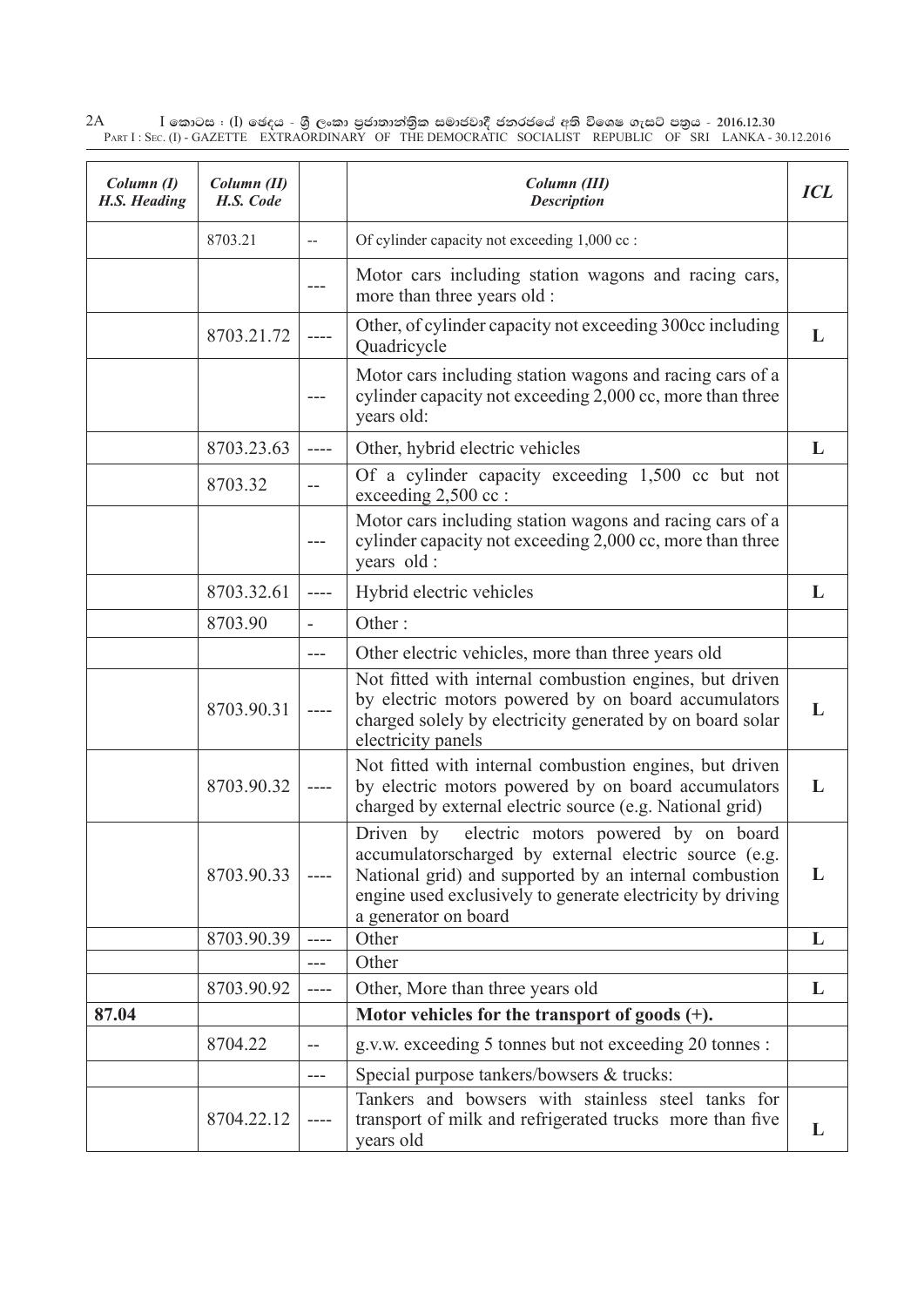| Column (I) H.S. Heading | Column (II) H.S. Code | | Column (III) Description | ICL |
|---|---|---|---|---|
| | 8703.21 | -- | Of cylinder capacity not exceeding 1,000 cc : | |
| | | --- | Motor cars including station wagons and racing cars, more than three years old : | |
| | 8703.21.72 | ---- | Other, of cylinder capacity not exceeding 300cc including Quadricycle | L |
| | | --- | Motor cars including station wagons and racing cars of a cylinder capacity not exceeding 2,000 cc, more than three years old: | |
| | 8703.23.63 | ---- | Other, hybrid electric vehicles | L |
| | 8703.32 | -- | Of a cylinder capacity exceeding 1,500 cc but not exceeding 2,500 cc : | |
| | | --- | Motor cars including station wagons and racing cars of a cylinder capacity not exceeding 2,000 cc, more than three years old : | |
| | 8703.32.61 | ---- | Hybrid electric vehicles | L |
| | 8703.90 | - | Other : | |
| | | --- | Other electric vehicles, more than three years old | |
| | 8703.90.31 | ---- | Not fitted with internal combustion engines, but driven by electric motors powered by on board accumulators charged solely by electricity generated by on board solar electricity panels | L |
| | 8703.90.32 | ---- | Not fitted with internal combustion engines, but driven by electric motors powered by on board accumulators charged by external electric source (e.g. National grid) | L |
| | 8703.90.33 | ---- | Driven by electric motors powered by on board accumulatorscharged by external electric source (e.g. National grid) and supported by an internal combustion engine used exclusively to generate electricity by driving a generator on board | L |
| | 8703.90.39 | ---- | Other | L |
| | | --- | Other | |
| | 8703.90.92 | ---- | Other, More than three years old | L |
| **87.04** | | | **Motor vehicles for the transport of goods (+).** | |
| | 8704.22 | -- | g.v.w. exceeding 5 tonnes but not exceeding 20 tonnes : | |
| | | --- | Special purpose tankers/bowsers & trucks: | |
| | 8704.22.12 | ---- | Tankers and bowsers with stainless steel tanks for transport of milk and refrigerated trucks more than five years old | L |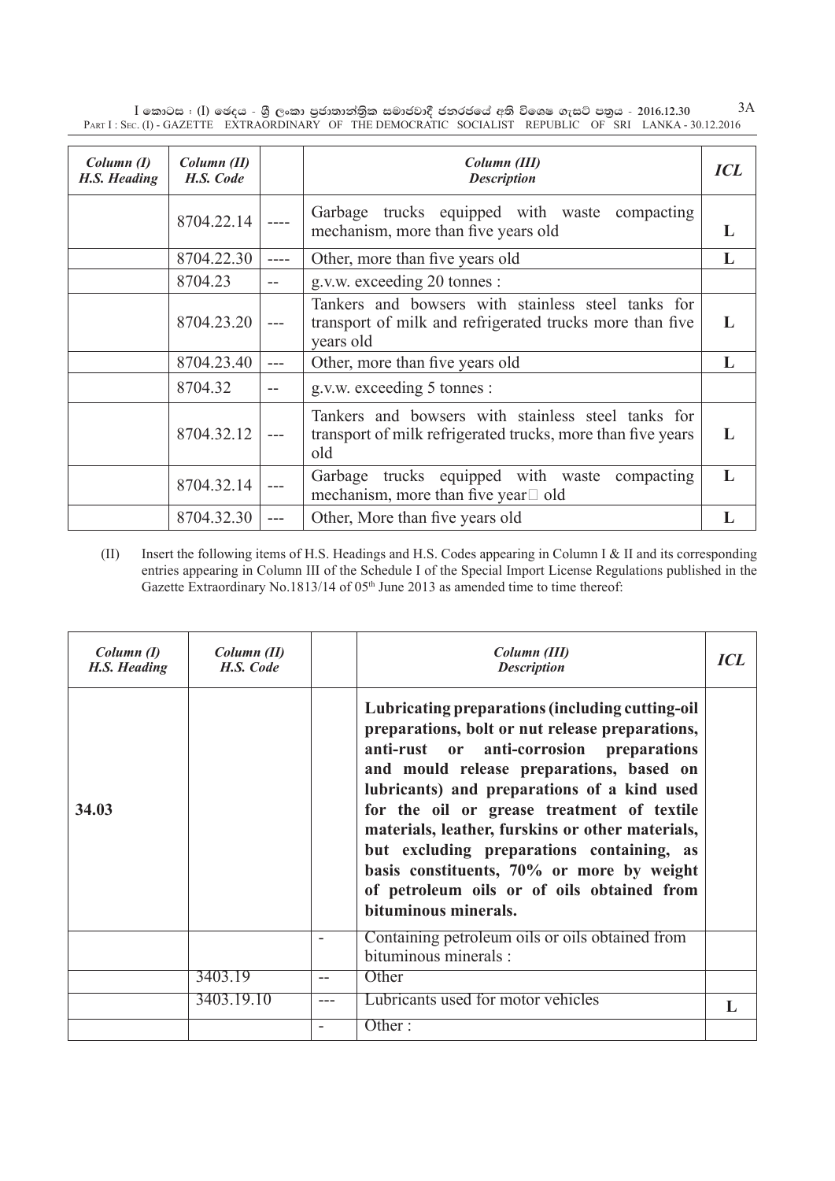| *Column (I) H.S. Heading* | *Column (II) H.S. Code* | | *Column (III) Description* | *ICL* |
|---|---|---|---|---|
| | 8704.22.14 | ---- | Garbage trucks equipped with waste compacting mechanism, more than five years old | L |
| | 8704.22.30 | ---- | Other, more than five years old | L |
| | 8704.23 | -- | g.v.w. exceeding 20 tonnes : | |
| | 8704.23.20 | --- | Tankers and bowsers with stainless steel tanks for transport of milk and refrigerated trucks more than five years old | L |
| | 8704.23.40 | --- | Other, more than five years old | L |
| | 8704.32 | -- | g.v.w. exceeding 5 tonnes : | |
| | 8704.32.12 | --- | Tankers and bowsers with stainless steel tanks for transport of milk refrigerated trucks, more than five years old | L |
| | 8704.32.14 | --- | Garbage trucks equipped with waste compacting mechanism, more than five year old | L |
| | 8704.32.30 | --- | Other, More than five years old | L |

(II) Insert the following items of H.S. Headings and H.S. Codes appearing in Column I & II and its corresponding entries appearing in Column III of the Schedule I of the Special Import License Regulations published in the Gazette Extraordinary No.1813/14 of 05th June 2013 as amended time to time thereof:

| *Column (I) H.S. Heading* | *Column (II) H.S. Code* | | *Column (III) Description* | *ICL* |
|---|---|---|---|---|
| **34.03** | | | **Lubricating preparations (including cutting-oil preparations, bolt or nut release preparations, anti-rust or anti-corrosion preparations and mould release preparations, based on lubricants) and preparations of a kind used for the oil or grease treatment of textile materials, leather, furskins or other materials, but excluding preparations containing, as basis constituents, 70% or more by weight of petroleum oils or of oils obtained from bituminous minerals.** | |
| | | - | Containing petroleum oils or oils obtained from bituminous minerals : | |
| | 3403.19 | -- | Other | |
| | 3403.19.10 | --- | Lubricants used for motor vehicles | L |
| | | - | Other : | |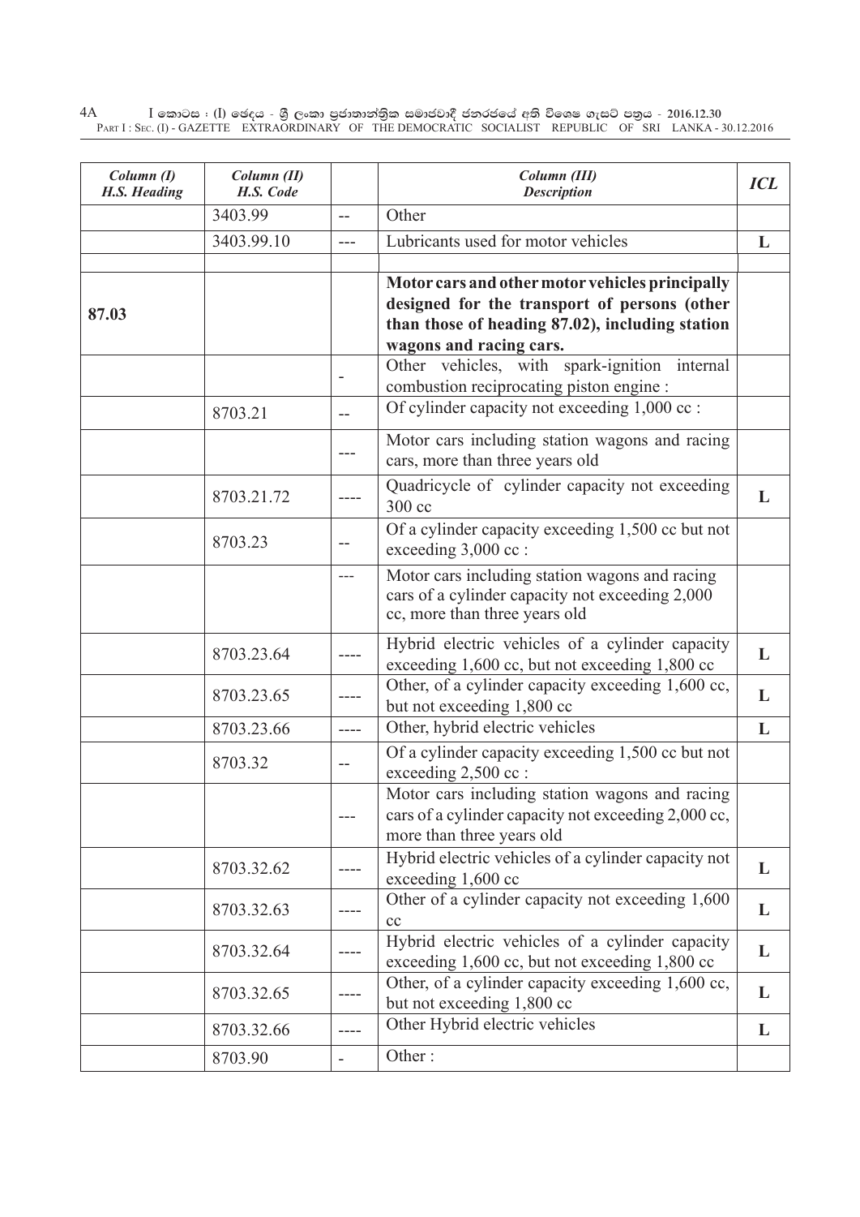| *Column (I)* *H.S. Heading* | *Column (II)* *H.S. Code* | | *Column (III)* *Description* | *ICL* |
|---|---|---|---|---|
| | 3403.99 | -- | Other | |
| | 3403.99.10 | --- | Lubricants used for motor vehicles | **L** |
| | | | | |
| **87.03** | | | **Motor cars and other motor vehicles principally designed for the transport of persons (other than those of heading 87.02), including station wagons and racing cars.** | |
| | | - | Other vehicles, with spark-ignition internal combustion reciprocating piston engine : | |
| | 8703.21 | -- | Of cylinder capacity not exceeding 1,000 cc : | |
| | | --- | Motor cars including station wagons and racing cars, more than three years old | |
| | 8703.21.72 | ---- | Quadricycle of cylinder capacity not exceeding 300 cc | **L** |
| | 8703.23 | -- | Of a cylinder capacity exceeding 1,500 cc but not exceeding 3,000 cc : | |
| | | --- | Motor cars including station wagons and racing cars of a cylinder capacity not exceeding 2,000 cc, more than three years old | |
| | 8703.23.64 | ---- | Hybrid electric vehicles of a cylinder capacity exceeding 1,600 cc, but not exceeding 1,800 cc | **L** |
| | 8703.23.65 | ---- | Other, of a cylinder capacity exceeding 1,600 cc, but not exceeding 1,800 cc | **L** |
| | 8703.23.66 | ---- | Other, hybrid electric vehicles | **L** |
| | 8703.32 | -- | Of a cylinder capacity exceeding 1,500 cc but not exceeding 2,500 cc : | |
| | | --- | Motor cars including station wagons and racing cars of a cylinder capacity not exceeding 2,000 cc, more than three years old | |
| | 8703.32.62 | ---- | Hybrid electric vehicles of a cylinder capacity not exceeding 1,600 cc | **L** |
| | 8703.32.63 | ---- | Other of a cylinder capacity not exceeding 1,600 cc | **L** |
| | 8703.32.64 | ---- | Hybrid electric vehicles of a cylinder capacity exceeding 1,600 cc, but not exceeding 1,800 cc | **L** |
| | 8703.32.65 | ---- | Other, of a cylinder capacity exceeding 1,600 cc, but not exceeding 1,800 cc | **L** |
| | 8703.32.66 | ---- | Other Hybrid electric vehicles | **L** |
| | 8703.90 | - | Other : | |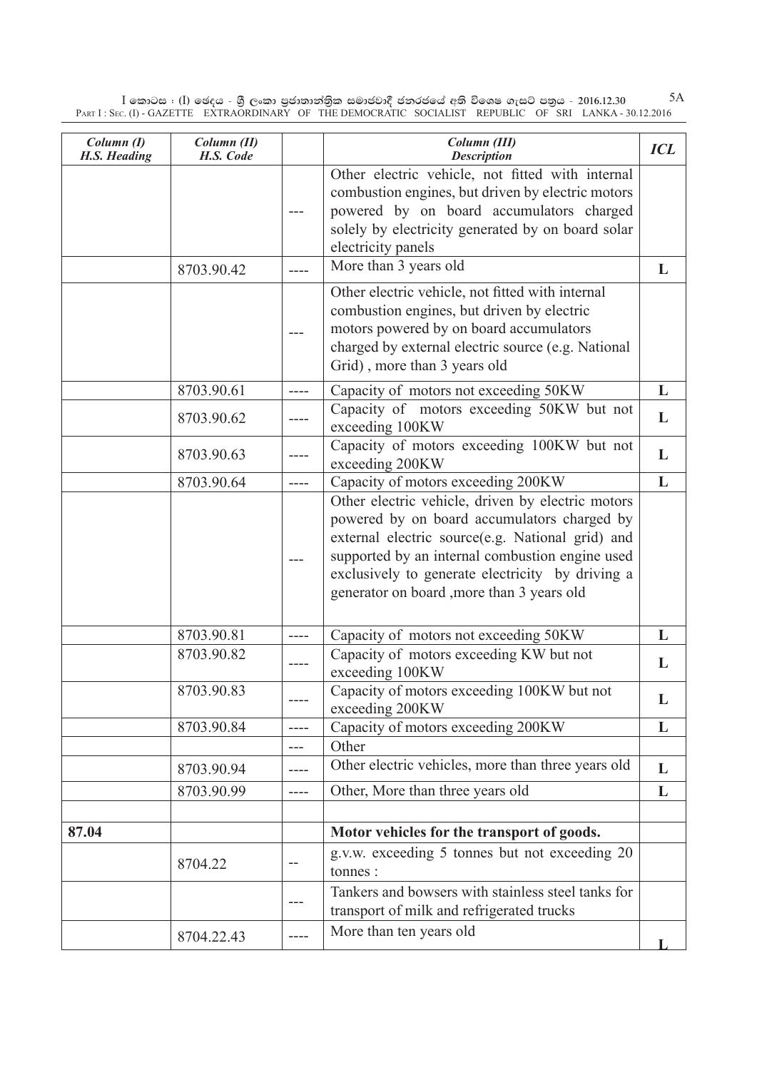| *Column (I) H.S. Heading* | *Column (II) H.S. Code* | | *Column (III) Description* | *ICL* |
|---|---|---|---|---|
| | | --- | Other electric vehicle, not fitted with internal combustion engines, but driven by electric motors powered by on board accumulators charged solely by electricity generated by on board solar electricity panels | |
| | 8703.90.42 | ---- | More than 3 years old | **L** |
| | | --- | Other electric vehicle, not fitted with internal combustion engines, but driven by electric motors powered by on board accumulators charged by external electric source (e.g. National Grid) , more than 3 years old | |
| | 8703.90.61 | ---- | Capacity of motors not exceeding 50KW | **L** |
| | 8703.90.62 | ---- | Capacity of motors exceeding 50KW but not exceeding 100KW | **L** |
| | 8703.90.63 | ---- | Capacity of motors exceeding 100KW but not exceeding 200KW | **L** |
| | 8703.90.64 | ---- | Capacity of motors exceeding 200KW | **L** |
| | | --- | Other electric vehicle, driven by electric motors powered by on board accumulators charged by external electric source(e.g. National grid) and supported by an internal combustion engine used exclusively to generate electricity by driving a generator on board ,more than 3 years old | |
| | 8703.90.81 | ---- | Capacity of motors not exceeding 50KW | **L** |
| | 8703.90.82 | ---- | Capacity of motors exceeding KW but not exceeding 100KW | **L** |
| | 8703.90.83 | ---- | Capacity of motors exceeding 100KW but not exceeding 200KW | **L** |
| | 8703.90.84 | ---- | Capacity of motors exceeding 200KW | **L** |
| | | --- | Other | |
| | 8703.90.94 | ---- | Other electric vehicles, more than three years old | **L** |
| | 8703.90.99 | ---- | Other, More than three years old | **L** |
| | | | | |
| **87.04** | | | **Motor vehicles for the transport of goods.** | |
| | 8704.22 | -- | g.v.w. exceeding 5 tonnes but not exceeding 20 tonnes : | |
| | | --- | Tankers and bowsers with stainless steel tanks for transport of milk and refrigerated trucks | |
| | 8704.22.43 | ---- | More than ten years old | **L** |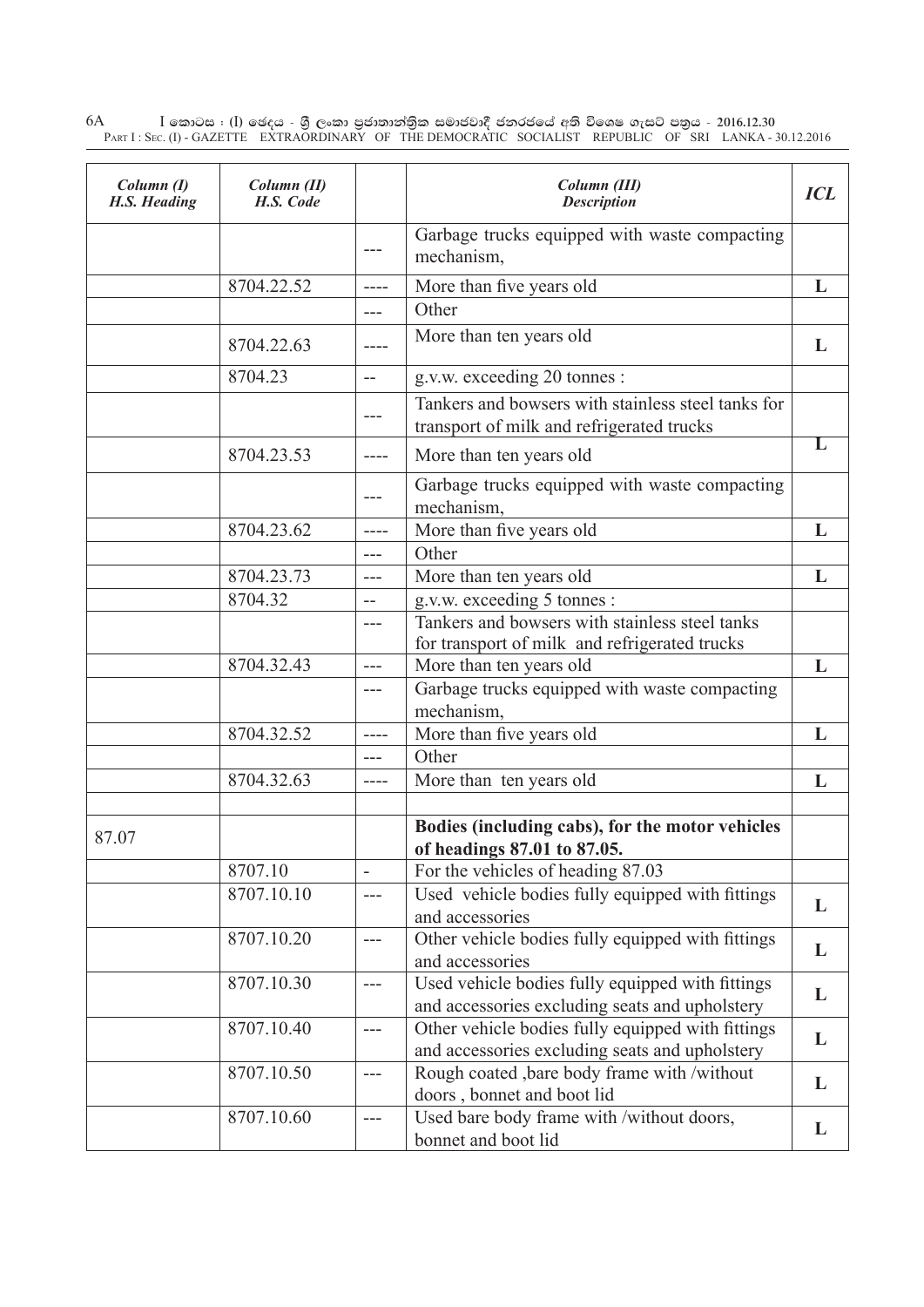| Column (I) H.S. Heading | Column (II) H.S. Code | | Column (III) Description | ICL |
|---|---|---|---|---|
| | | --- | Garbage trucks equipped with waste compacting mechanism, | |
| | 8704.22.52 | ---- | More than five years old | L |
| | | --- | Other | |
| | 8704.22.63 | ---- | More than ten years old | L |
| | 8704.23 | -- | g.v.w. exceeding 20 tonnes : | |
| | | --- | Tankers and bowsers with stainless steel tanks for transport of milk and refrigerated trucks | |
| | 8704.23.53 | ---- | More than ten years old | L |
| | | --- | Garbage trucks equipped with waste compacting mechanism, | |
| | 8704.23.62 | ---- | More than five years old | L |
| | | --- | Other | |
| | 8704.23.73 | --- | More than ten years old | L |
| | 8704.32 | -- | g.v.w. exceeding 5 tonnes : | |
| | | --- | Tankers and bowsers with stainless steel tanks for transport of milk and refrigerated trucks | |
| | 8704.32.43 | --- | More than ten years old | L |
| | | --- | Garbage trucks equipped with waste compacting mechanism, | |
| | 8704.32.52 | ---- | More than five years old | L |
| | | --- | Other | |
| | 8704.32.63 | ---- | More than ten years old | L |
| | | | | |
| 87.07 | | | **Bodies (including cabs), for the motor vehicles of headings 87.01 to 87.05.** | |
| | 8707.10 | - | For the vehicles of heading 87.03 | |
| | 8707.10.10 | --- | Used vehicle bodies fully equipped with fittings and accessories | L |
| | 8707.10.20 | --- | Other vehicle bodies fully equipped with fittings and accessories | L |
| | 8707.10.30 | --- | Used vehicle bodies fully equipped with fittings and accessories excluding seats and upholstery | L |
| | 8707.10.40 | --- | Other vehicle bodies fully equipped with fittings and accessories excluding seats and upholstery | L |
| | 8707.10.50 | --- | Rough coated ,bare body frame with /without doors , bonnet and boot lid | L |
| | 8707.10.60 | --- | Used bare body frame with /without doors, bonnet and boot lid | L |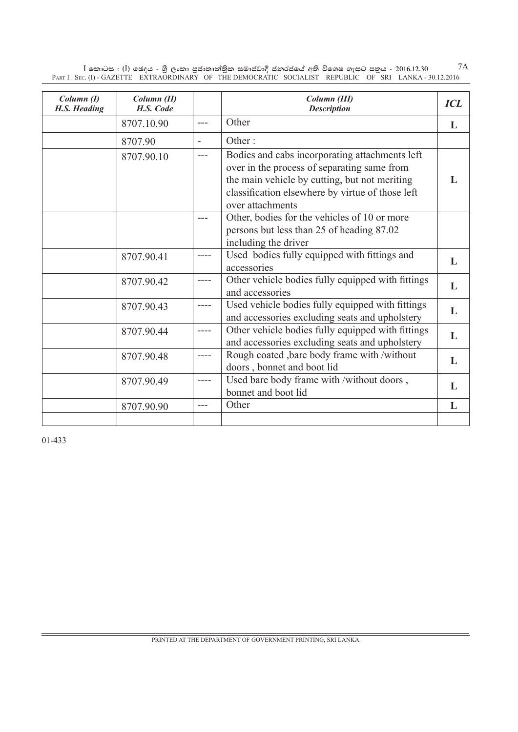| Column (I) H.S. Heading | Column (II) H.S. Code | | Column (III) Description | ICL |
|---|---|---|---|---|
| | 8707.10.90 | --- | Other | L |
| | 8707.90 | - | Other : | |
| | 8707.90.10 | --- | Bodies and cabs incorporating attachments left over in the process of separating same from the main vehicle by cutting, but not meriting classification elsewhere by virtue of those left over attachments | L |
| | | --- | Other, bodies for the vehicles of 10 or more persons but less than 25 of heading 87.02 including the driver | |
| | 8707.90.41 | ---- | Used bodies fully equipped with fittings and accessories | L |
| | 8707.90.42 | ---- | Other vehicle bodies fully equipped with fittings and accessories | L |
| | 8707.90.43 | ---- | Used vehicle bodies fully equipped with fittings and accessories excluding seats and upholstery | L |
| | 8707.90.44 | ---- | Other vehicle bodies fully equipped with fittings and accessories excluding seats and upholstery | L |
| | 8707.90.48 | ---- | Rough coated ,bare body frame with /without doors , bonnet and boot lid | L |
| | 8707.90.49 | ---- | Used bare body frame with /without doors , bonnet and boot lid | L |
| | 8707.90.90 | --- | Other | L |
| | | | | |

01-433

PRINTED AT THE DEPARTMENT OF GOVERNMENT PRINTING, SRI LANKA.